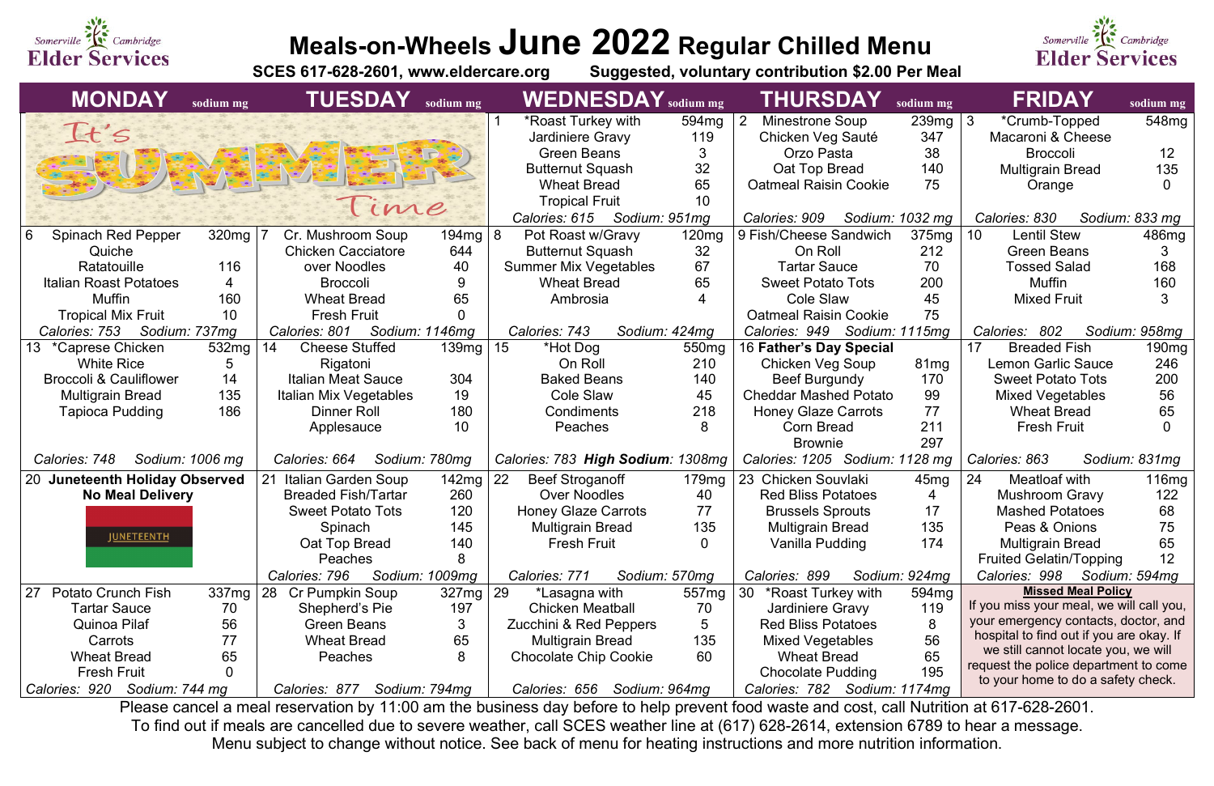Somerville Cambridge Elder Services

# Meals-on-Wheels June 2022 Regular Chilled Menu

**SCES 617-628-2601, www.eldercare.org    Suggested, voluntary contribution $2.00 Per Meal**

| MONDAY | sodium mg | TUESDAY | sodium mg | WEDNESDAY | sodium mg | THURSDAY | sodium mg | FRIDAY | sodium mg |
|---|---|---|---|---|---|---|---|---|---|
| It's SUMMER Time | | | | 1 *Roast Turkey with | 594mg | 2 Minestrone Soup | 239mg | 3 *Crumb-Topped | 548mg |
| | | | | Jardiniere Gravy | 119 | Chicken Veg Sauté | 347 | Macaroni & Cheese | |
| | | | | Green Beans | 3 | Orzo Pasta | 38 | Broccoli | 12 |
| | | | | Butternut Squash | 32 | Oat Top Bread | 140 | Multigrain Bread | 135 |
| | | | | Wheat Bread | 65 | Oatmeal Raisin Cookie | 75 | Orange | 0 |
| | | | | Tropical Fruit | 10 | | | | |
| | | | | Calories: 615 Sodium: 951mg | | Calories: 909 Sodium: 1032 mg | | Calories: 830 Sodium: 833 mg | |
| 6 Spinach Red Pepper | 320mg | 7 Cr. Mushroom Soup | 194mg | 8 Pot Roast w/Gravy | 120mg | 9 Fish/Cheese Sandwich | 375mg | 10 Lentil Stew | 486mg |
| Quiche | | Chicken Cacciatore | 644 | Butternut Squash | 32 | On Roll | 212 | Green Beans | 3 |
| Ratatouille | 116 | over Noodles | 40 | Summer Mix Vegetables | 67 | Tartar Sauce | 70 | Tossed Salad | 168 |
| Italian Roast Potatoes | 4 | Broccoli | 9 | Wheat Bread | 65 | Sweet Potato Tots | 200 | Muffin | 160 |
| Muffin | 160 | Wheat Bread | 65 | Ambrosia | 4 | Cole Slaw | 45 | Mixed Fruit | 3 |
| Tropical Mix Fruit | 10 | Fresh Fruit | 0 | | | Oatmeal Raisin Cookie | 75 | | |
| Calories: 753 Sodium: 737mg | | Calories: 801 Sodium: 1146mg | | Calories: 743 Sodium: 424mg | | Calories: 949 Sodium: 1115mg | | Calories: 802 Sodium: 958mg | |
| 13 *Caprese Chicken | 532mg | 14 Cheese Stuffed | 139mg | 15 *Hot Dog | 550mg | 16 **Father's Day Special** | | 17 Breaded Fish | 190mg |
| White Rice | 5 | Rigatoni | | On Roll | 210 | Chicken Veg Soup | 81mg | Lemon Garlic Sauce | 246 |
| Broccoli & Cauliflower | 14 | Italian Meat Sauce | 304 | Baked Beans | 140 | Beef Burgundy | 170 | Sweet Potato Tots | 200 |
| Multigrain Bread | 135 | Italian Mix Vegetables | 19 | Cole Slaw | 45 | Cheddar Mashed Potato | 99 | Mixed Vegetables | 56 |
| Tapioca Pudding | 186 | Dinner Roll | 180 | Condiments | 218 | Honey Glaze Carrots | 77 | Wheat Bread | 65 |
| | | Applesauce | 10 | Peaches | 8 | Corn Bread | 211 | Fresh Fruit | 0 |
| | | | | | | Brownie | 297 | | |
| Calories: 748 Sodium: 1006 mg | | Calories: 664 Sodium: 780mg | | Calories: 783 ***High Sodium***: 1308mg | | Calories: 1205 Sodium: 1128 mg | | Calories: 863 Sodium: 831mg | |
| 20 **Juneteenth Holiday Observed** | | 21 Italian Garden Soup | 142mg | 22 Beef Stroganoff | 179mg | 23 Chicken Souvlaki | 45mg | 24 Meatloaf with | 116mg |
| **No Meal Delivery** | | Breaded Fish/Tartar | 260 | Over Noodles | 40 | Red Bliss Potatoes | 4 | Mushroom Gravy | 122 |
| JUNETEENTH | | Sweet Potato Tots | 120 | Honey Glaze Carrots | 77 | Brussels Sprouts | 17 | Mashed Potatoes | 68 |
| | | Spinach | 145 | Multigrain Bread | 135 | Multigrain Bread | 135 | Peas & Onions | 75 |
| | | Oat Top Bread | 140 | Fresh Fruit | 0 | Vanilla Pudding | 174 | Multigrain Bread | 65 |
| | | Peaches | 8 | | | | | Fruited Gelatin/Topping | 12 |
| | | Calories: 796 Sodium: 1009mg | | Calories: 771 Sodium: 570mg | | Calories: 899 Sodium: 924mg | | Calories: 998 Sodium: 594mg | |
| 27 Potato Crunch Fish | 337mg | 28 Cr Pumpkin Soup | 327mg | 29 *Lasagna with | 557mg | 30 *Roast Turkey with | 594mg | **Missed Meal Policy** | |
| Tartar Sauce | 70 | Shepherd's Pie | 197 | Chicken Meatball | 70 | Jardiniere Gravy | 119 | If you miss your meal, we will call you, your emergency contacts, doctor, and hospital to find out if you are okay. If we still cannot locate you, we will request the police department to come to your home to do a safety check. | |
| Quinoa Pilaf | 56 | Green Beans | 3 | Zucchini & Red Peppers | 5 | Red Bliss Potatoes | 8 | | |
| Carrots | 77 | Wheat Bread | 65 | Multigrain Bread | 135 | Mixed Vegetables | 56 | | |
| Wheat Bread | 65 | Peaches | 8 | Chocolate Chip Cookie | 60 | Wheat Bread | 65 | | |
| Fresh Fruit | 0 | | | | | Chocolate Pudding | 195 | | |
| Calories: 920 Sodium: 744 mg | | Calories: 877 Sodium: 794mg | | Calories: 656 Sodium: 964mg | | Calories: 782 Sodium: 1174mg | | | |

Please cancel a meal reservation by 11:00 am the business day before to help prevent food waste and cost, call Nutrition at 617-628-2601.
To find out if meals are cancelled due to severe weather, call SCES weather line at (617) 628-2614, extension 6789 to hear a message.
Menu subject to change without notice. See back of menu for heating instructions and more nutrition information.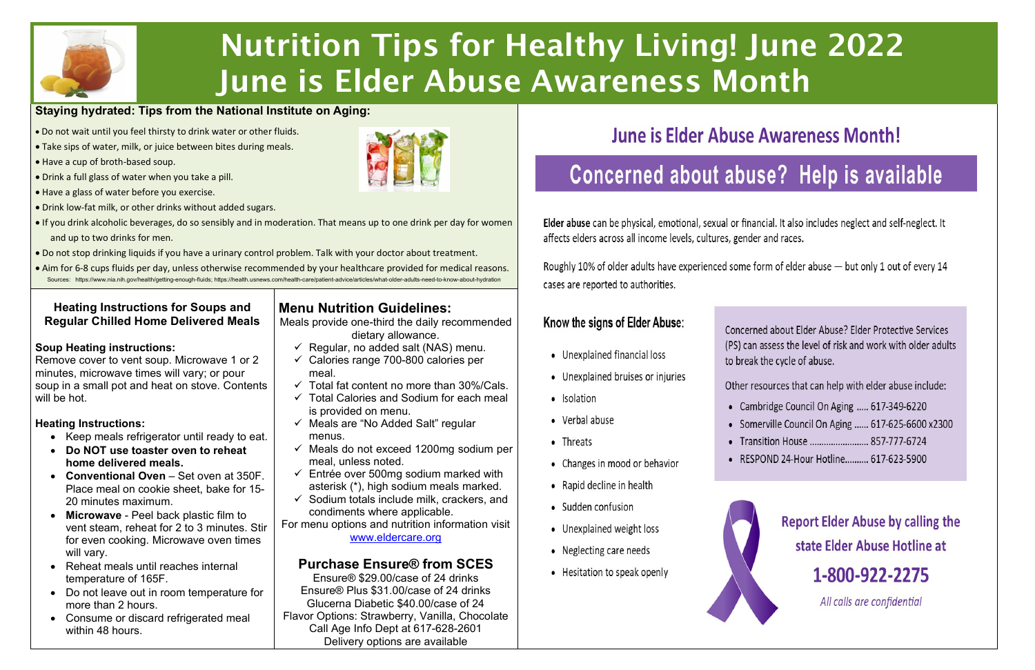# Nutrition Tips for Healthy Living! June 2022
# June is Elder Abuse Awareness Month

### Staying hydrated: Tips from the National Institute on Aging:

- Do not wait until you feel thirsty to drink water or other fluids.
- Take sips of water, milk, or juice between bites during meals.
- Have a cup of broth-based soup.
- Drink a full glass of water when you take a pill.
- Have a glass of water before you exercise.
- Drink low-fat milk, or other drinks without added sugars.
- If you drink alcoholic beverages, do so sensibly and in moderation. That means up to one drink per day for women and up to two drinks for men.
- Do not stop drinking liquids if you have a urinary control problem. Talk with your doctor about treatment.
- Aim for 6-8 cups fluids per day, unless otherwise recommended by your healthcare provided for medical reasons.

Sources: https://www.nia.nih.gov/health/getting-enough-fluids; https://health.usnews.com/health-care/patient-advice/articles/what-older-adults-need-to-know-about-hydration

### Heating Instructions for Soups and Regular Chilled Home Delivered Meals

**Soup Heating instructions:**
Remove cover to vent soup. Microwave 1 or 2 minutes, microwave times will vary; or pour soup in a small pot and heat on stove. Contents will be hot.

**Heating Instructions:**

- Keep meals refrigerator until ready to eat.
- **Do NOT use toaster oven to reheat home delivered meals.**
- **Conventional Oven** – Set oven at 350F. Place meal on cookie sheet, bake for 15-20 minutes maximum.
- **Microwave** - Peel back plastic film to vent steam, reheat for 2 to 3 minutes. Stir for even cooking. Microwave oven times will vary.
- Reheat meals until reaches internal temperature of 165F.
- Do not leave out in room temperature for more than 2 hours.
- Consume or discard refrigerated meal within 48 hours.

### Menu Nutrition Guidelines:

Meals provide one-third the daily recommended dietary allowance.

- ✓ Regular, no added salt (NAS) menu.
- ✓ Calories range 700-800 calories per meal.
- ✓ Total fat content no more than 30%/Cals.
- ✓ Total Calories and Sodium for each meal is provided on menu.
- ✓ Meals are "No Added Salt" regular menus.
- ✓ Meals do not exceed 1200mg sodium per meal, unless noted.
- ✓ Entrée over 500mg sodium marked with asterisk (*), high sodium meals marked.
- ✓ Sodium totals include milk, crackers, and condiments where applicable.

For menu options and nutrition information visit www.eldercare.org

### Purchase Ensure® from SCES

Ensure® $29.00/case of 24 drinks
Ensure® Plus $31.00/case of 24 drinks
Glucerna Diabetic $40.00/case of 24
Flavor Options: Strawberry, Vanilla, Chocolate
Call Age Info Dept at 617-628-2601
Delivery options are available

## June is Elder Abuse Awareness Month!

## Concerned about abuse? Help is available

**Elder abuse** can be physical, emotional, sexual or financial. It also includes neglect and self-neglect. It affects elders across all income levels, cultures, gender and races.

Roughly 10% of older adults have experienced some form of elder abuse — but only 1 out of every 14 cases are reported to authorities.

### Know the signs of Elder Abuse:

- Unexplained financial loss
- Unexplained bruises or injuries
- Isolation
- Verbal abuse
- Threats
- Changes in mood or behavior
- Rapid decline in health
- Sudden confusion
- Unexplained weight loss
- Neglecting care needs
- Hesitation to speak openly

Concerned about Elder Abuse? Elder Protective Services (PS) can assess the level of risk and work with older adults to break the cycle of abuse.

Other resources that can help with elder abuse include:

- Cambridge Council On Aging ..... 617-349-6220
- Somerville Council On Aging ...... 617-625-6600 x2300
- Transition House ......................... 857-777-6724
- RESPOND 24-Hour Hotline.......... 617-623-5900

**Report Elder Abuse by calling the state Elder Abuse Hotline at**

**1-800-922-2275**

*All calls are confidential*